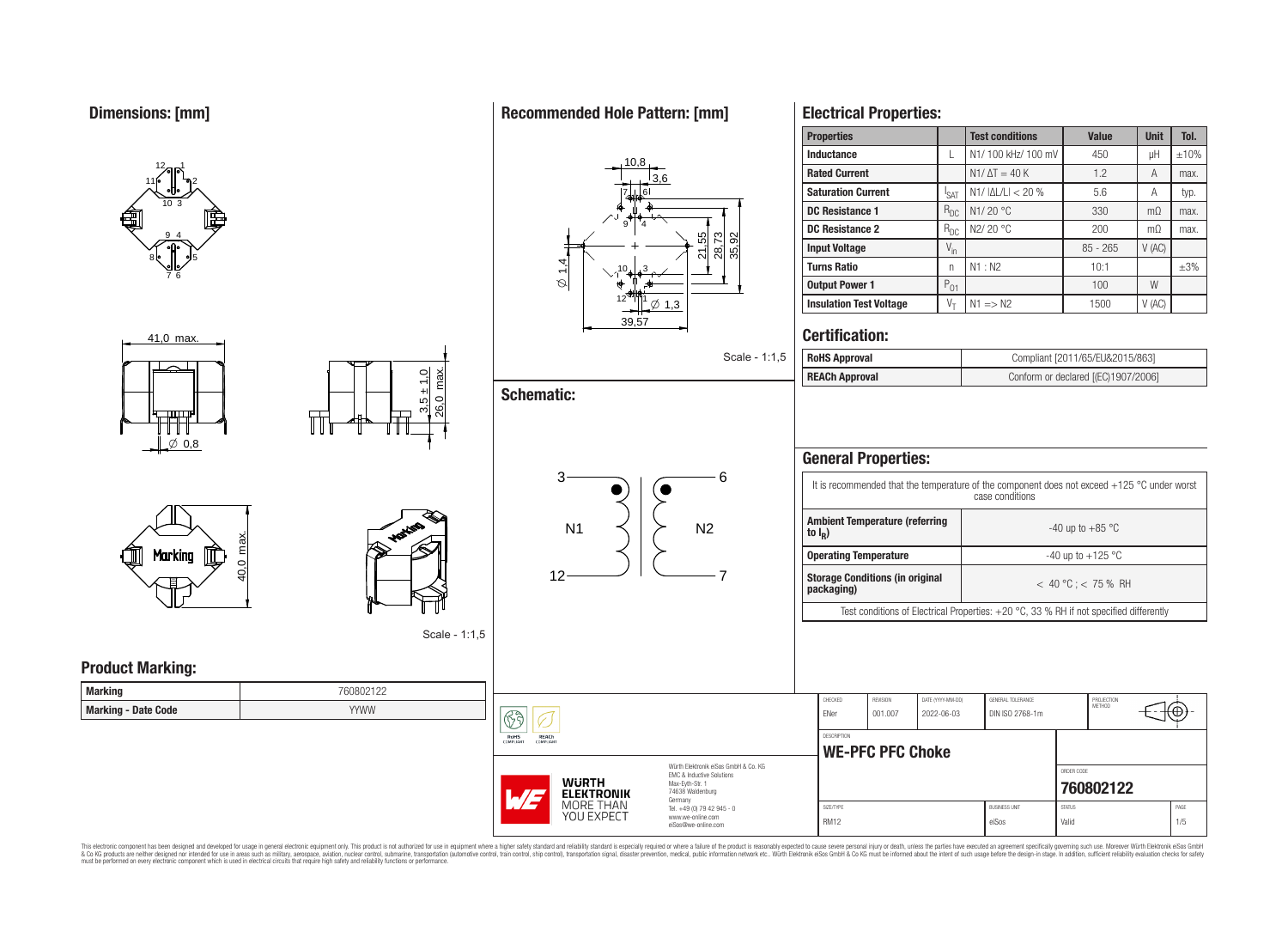## Dimensions: [mm]

41,0 max.

∅ 0,8

3,5 ± 1,0

26,0 max.

40,0 max.

Marking

Scale - 1:1,5

## Recommended Hole Pattern: [mm]

10,8

3,6

∅ 1,4

21,55

28,73

35,92

∅ 1,3

39,57

Scale - 1:1,5

## Schematic:

3 — N1 — 12

6 — N2 — 7

## Electrical Properties:

| Properties | | Test conditions | Value | Unit | Tol. |
|---|---|---|---|---|---|
| Inductance | L | N1/ 100 kHz/ 100 mV | 450 | µH | ±10% |
| Rated Current | | N1/ ΔT = 40 K | 1.2 | A | max. |
| Saturation Current | $I_{SAT}$ | N1/ \|ΔL/L\| < 20 % | 5.6 | A | typ. |
| DC Resistance 1 | $R_{DC}$ | N1/ 20 °C | 330 | mΩ | max. |
| DC Resistance 2 | $R_{DC}$ | N2/ 20 °C | 200 | mΩ | max. |
| Input Voltage | $V_{in}$ | | 85 - 265 | V (AC) | |
| Turns Ratio | n | N1 : N2 | 10:1 | | ±3% |
| Output Power 1 | $P_{01}$ | | 100 | W | |
| Insulation Test Voltage | $V_T$ | N1 => N2 | 1500 | V (AC) | |

## Certification:

| | |
|---|---|
| RoHS Approval | Compliant [2011/65/EU&2015/863] |
| REACh Approval | Conform or declared [(EC)1907/2006] |

## General Properties:

It is recommended that the temperature of the component does not exceed +125 °C under worst case conditions

| | |
|---|---|
| Ambient Temperature (referring to $I_R$) | -40 up to +85 °C |
| Operating Temperature | -40 up to +125 °C |
| Storage Conditions (in original packaging) | < 40 °C ; < 75 % RH |

Test conditions of Electrical Properties: +20 °C, 33 % RH if not specified differently

## Product Marking:

| | |
|---|---|
| Marking | 760802122 |
| Marking - Date Code | YYWW |

| CHECKED | REVISION | DATE (YYYY-MM-DD) | GENERAL TOLERANCE | PROJECTION METHOD |
|---|---|---|---|---|
| ENer | 001.007 | 2022-06-03 | DIN ISO 2768-1m | |

DESCRIPTION: **WE-PFC PFC Choke**

ORDER CODE: **760802122**

| SIZE/TYPE | BUSINESS UNIT | STATUS | PAGE |
|---|---|---|---|
| RM12 | eiSos | Valid | 1/5 |

Würth Elektronik eiSos GmbH & Co. KG
EMC & Inductive Solutions
Max-Eyth-Str. 1
74638 Waldenburg
Germany
Tel. +49 (0) 79 42 945 - 0
www.we-online.com
eiSos@we-online.com

WÜRTH ELEKTRONIK MORE THAN YOU EXPECT

This electronic component has been designed and developed for usage in general electronic equipment only. This product is not authorized for use in equipment where a higher safety standard and reliability standard is especially required or where a failure of the product is reasonably expected to cause severe personal injury or death, unless the parties have executed an agreement specifically governing such use. Moreover Würth Elektronik eiSos GmbH & Co KG products are neither designed nor intended for use in areas such as military, aerospace, aviation, nuclear control, submarine, transportation (automotive control, train control, ship control), transportation signal, disaster prevention, medical, public information network etc.. Würth Elektronik eiSos GmbH & Co KG must be informed about the intent of such usage before the design-in stage. In addition, sufficient reliability evaluation checks for safety must be performed on every electronic component which is used in electrical circuits that require high safety and reliability functions or performance.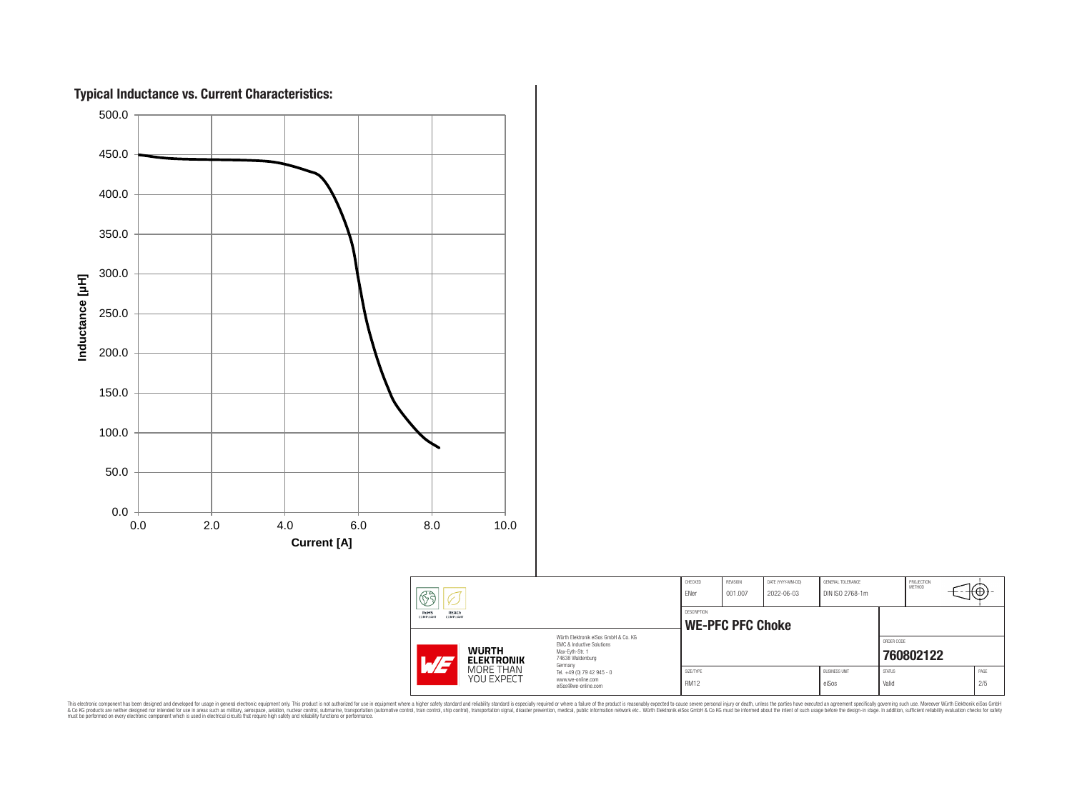## Typical Inductance vs. Current Characteristics:

Inductance [µH]

500.0
450.0
400.0
350.0
300.0
250.0
200.0
150.0
100.0
50.0
0.0

0.0 2.0 4.0 6.0 8.0 10.0

Current [A]

| | | CHECKED | REVISION | DATE (YYYY-MM-DD) | GENERAL TOLERANCE | PROJECTION METHOD |
|---|---|---|---|---|---|---|
| RoHS COMPLIANT / REACh COMPLIANT | | ENer | 001.007 | 2022-06-03 | DIN ISO 2768-1m | |
| | | DESCRIPTION | | | | |
| WÜRTH ELEKTRONIK MORE THAN YOU EXPECT | Würth Elektronik eiSos GmbH & Co. KG EMC & Inductive Solutions Max-Eyth-Str. 1 74638 Waldenburg Germany Tel. +49 (0) 79 42 945 - 0 www.we-online.com eiSos@we-online.com | **WE-PFC PFC Choke** | | | ORDER CODE | **760802122** |
| | | SIZE/TYPE | | | BUSINESS UNIT | STATUS |
| | | RM12 | | | eiSos | Valid |

This electronic component has been designed and developed for usage in general electronic equipment only. This product is not authorized for use in equipment where a higher safety standard and reliability standard is especially required or where a failure of the product is reasonably expected to cause severe personal injury or death, unless the parties have executed an agreement specifically governing such use. Moreover Würth Elektronik eiSos GmbH & Co KG products are neither designed nor intended for use in areas such as military, aerospace, aviation, nuclear control, submarine, transportation (automotive control, train control, ship control), transportation signal, disaster prevention, medical, public information network etc.. Würth Elektronik eiSos GmbH & Co KG must be informed about the intent of such usage before the design-in stage. In addition, sufficient reliability evaluation checks for safety must be performed on every electronic component which is used in electrical circuits that require high safety and reliability functions or performance.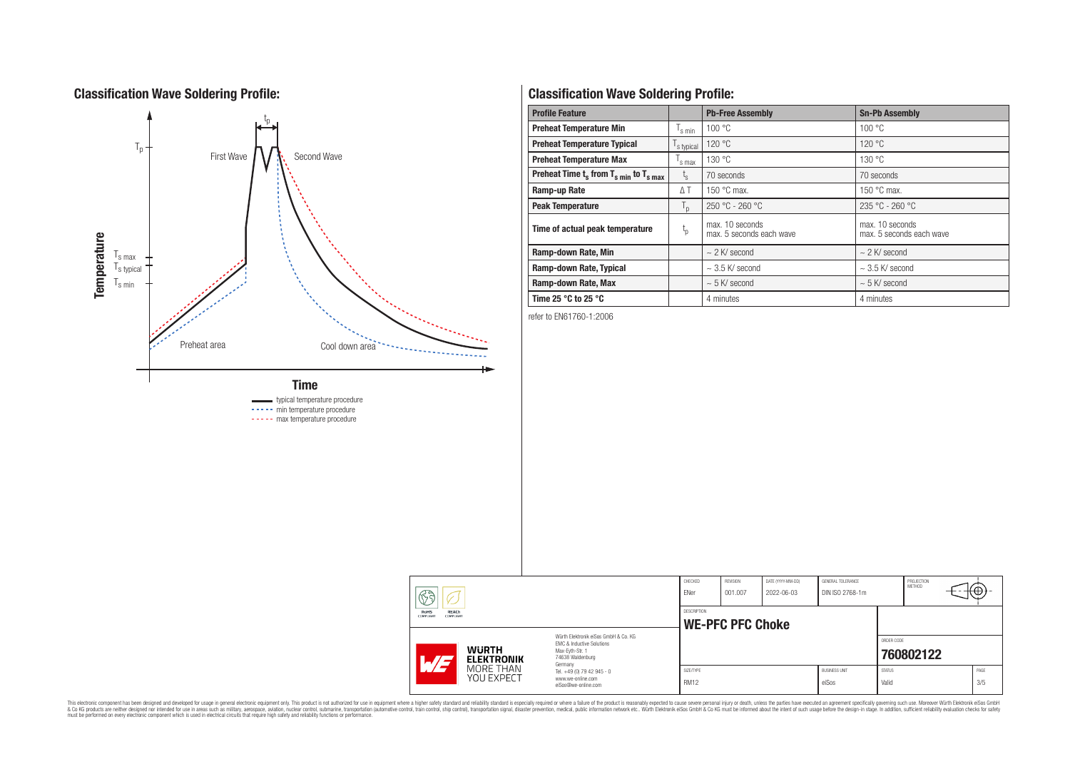## Classification Wave Soldering Profile:

## Classification Wave Soldering Profile:

| Profile Feature | | Pb-Free Assembly | Sn-Pb Assembly |
|---|---|---|---|
| Preheat Temperature Min | $T_{s\ min}$ | 100 °C | 100 °C |
| Preheat Temperature Typical | $T_{s\ typical}$ | 120 °C | 120 °C |
| Preheat Temperature Max | $T_{s\ max}$ | 130 °C | 130 °C |
| Preheat Time $t_s$ from $T_{s\ min}$ to $T_{s\ max}$ | $t_s$ | 70 seconds | 70 seconds |
| Ramp-up Rate | $\Delta T$ | 150 °C max. | 150 °C max. |
| Peak Temperature | $T_p$ | 250 °C - 260 °C | 235 °C - 260 °C |
| Time of actual peak temperature | $t_p$ | max. 10 seconds max. 5 seconds each wave | max. 10 seconds max. 5 seconds each wave |
| Ramp-down Rate, Min | | ~ 2 K/ second | ~ 2 K/ second |
| Ramp-down Rate, Typical | | ~ 3.5 K/ second | ~ 3.5 K/ second |
| Ramp-down Rate, Max | | ~ 5 K/ second | ~ 5 K/ second |
| Time 25 °C to 25 °C | | 4 minutes | 4 minutes |

refer to EN61760-1:2006

| CHECKED | REVISION | DATE (YYYY-MM-DD) | GENERAL TOLERANCE | PROJECTION METHOD |
|---|---|---|---|---|
| ENer | 001.007 | 2022-06-03 | DIN ISO 2768-1m | |

DESCRIPTION: **WE-PFC PFC Choke**

ORDER CODE: **760802122**

| SIZE/TYPE | BUSINESS UNIT | STATUS | PAGE |
|---|---|---|---|
| RM12 | eiSos | Valid | 3/5 |

Würth Elektronik eiSos GmbH & Co. KG
EMC & Inductive Solutions
Max-Eyth-Str. 1
74638 Waldenburg
Germany
Tel. +49 (0) 79 42 945 - 0
www.we-online.com
eiSos@we-online.com

This electronic component has been designed and developed for usage in general electronic equipment only. This product is not authorized for use in equipment where a higher safety standard and reliability standard is especially required or where a failure of the product is reasonably expected to cause severe personal injury or death, unless the parties have executed an agreement specifically governing such use. Moreover Würth Elektronik eiSos GmbH & Co KG products are neither designed nor intended for use in areas such as military, aerospace, aviation, nuclear control, submarine, transportation (automotive control, train control, ship control), transportation signal, disaster prevention, medical, public information network etc.. Würth Elektronik eiSos GmbH & Co KG must be informed about the intent of such usage before the design-in stage. In addition, sufficient reliability evaluation checks for safety must be performed on every electronic component which is used in electrical circuits that require high safety and reliability functions or performance.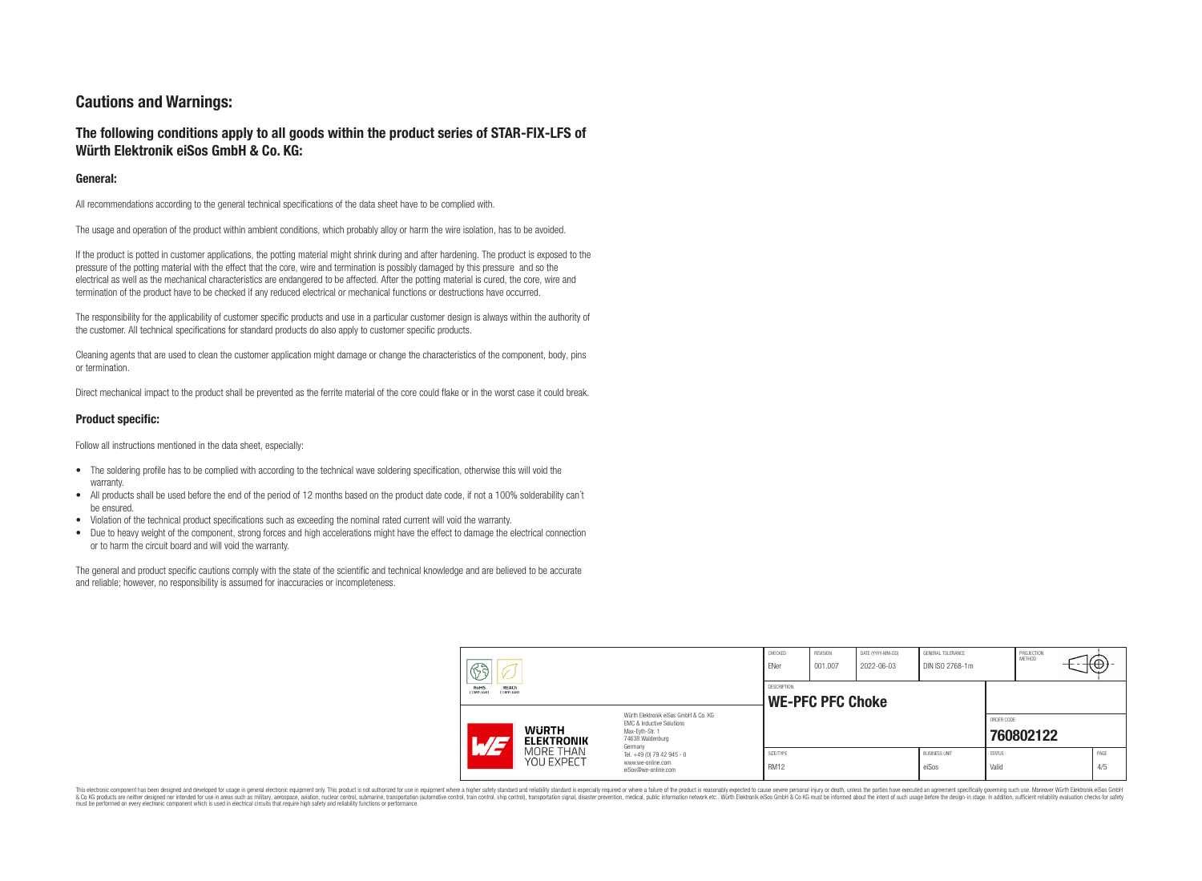## Cautions and Warnings:

### The following conditions apply to all goods within the product series of STAR-FIX-LFS of Würth Elektronik eiSos GmbH & Co. KG:

#### General:

All recommendations according to the general technical specifications of the data sheet have to be complied with.

The usage and operation of the product within ambient conditions, which probably alloy or harm the wire isolation, has to be avoided.

If the product is potted in customer applications, the potting material might shrink during and after hardening. The product is exposed to the pressure of the potting material with the effect that the core, wire and termination is possibly damaged by this pressure and so the electrical as well as the mechanical characteristics are endangered to be affected. After the potting material is cured, the core, wire and termination of the product have to be checked if any reduced electrical or mechanical functions or destructions have occurred.

The responsibility for the applicability of customer specific products and use in a particular customer design is always within the authority of the customer. All technical specifications for standard products do also apply to customer specific products.

Cleaning agents that are used to clean the customer application might damage or change the characteristics of the component, body, pins or termination.

Direct mechanical impact to the product shall be prevented as the ferrite material of the core could flake or in the worst case it could break.

#### Product specific:

Follow all instructions mentioned in the data sheet, especially:

- The soldering profile has to be complied with according to the technical wave soldering specification, otherwise this will void the warranty.
- All products shall be used before the end of the period of 12 months based on the product date code, if not a 100% solderability can't be ensured.
- Violation of the technical product specifications such as exceeding the nominal rated current will void the warranty.
- Due to heavy weight of the component, strong forces and high accelerations might have the effect to damage the electrical connection or to harm the circuit board and will void the warranty.

The general and product specific cautions comply with the state of the scientific and technical knowledge and are believed to be accurate and reliable; however, no responsibility is assumed for inaccuracies or incompleteness.

| CHECKED | REVISION | DATE (YYYY-MM-DD) | GENERAL TOLERANCE | PROJECTION METHOD |
|---|---|---|---|---|
| ENer | 001.007 | 2022-06-03 | DIN ISO 2768-1m | |

| DESCRIPTION | ORDER CODE |
|---|---|
| WE-PFC PFC Choke | 760802122 |

| SIZE/TYPE | BUSINESS UNIT | STATUS | PAGE |
|---|---|---|---|
| RM12 | eiSos | Valid | 4/5 |

Würth Elektronik eiSos GmbH & Co. KG
EMC & Inductive Solutions
Max-Eyth-Str. 1
74638 Waldenburg
Germany
Tel. +49 (0) 79 42 945 - 0
www.we-online.com
eiSos@we-online.com

This electronic component has been designed and developed for usage in general electronic equipment only. This product is not authorized for use in equipment where a higher safety standard and reliability standard is especially required or where a failure of the product is reasonably expected to cause severe personal injury or death, unless the parties have executed an agreement specifically governing such use. Moreover Würth Elektronik eiSos GmbH & Co KG products are neither designed nor intended for use in areas such as military, aerospace, aviation, nuclear control, submarine, transportation (automotive control, train control, ship control), transportation signal, disaster prevention, medical, public information network etc.. Würth Elektronik eiSos GmbH & Co KG must be informed about the intent of such usage before the design-in stage. In addition, sufficient reliability evaluation checks for safety must be performed on every electronic component which is used in electrical circuits that require high safety and reliability functions or performance.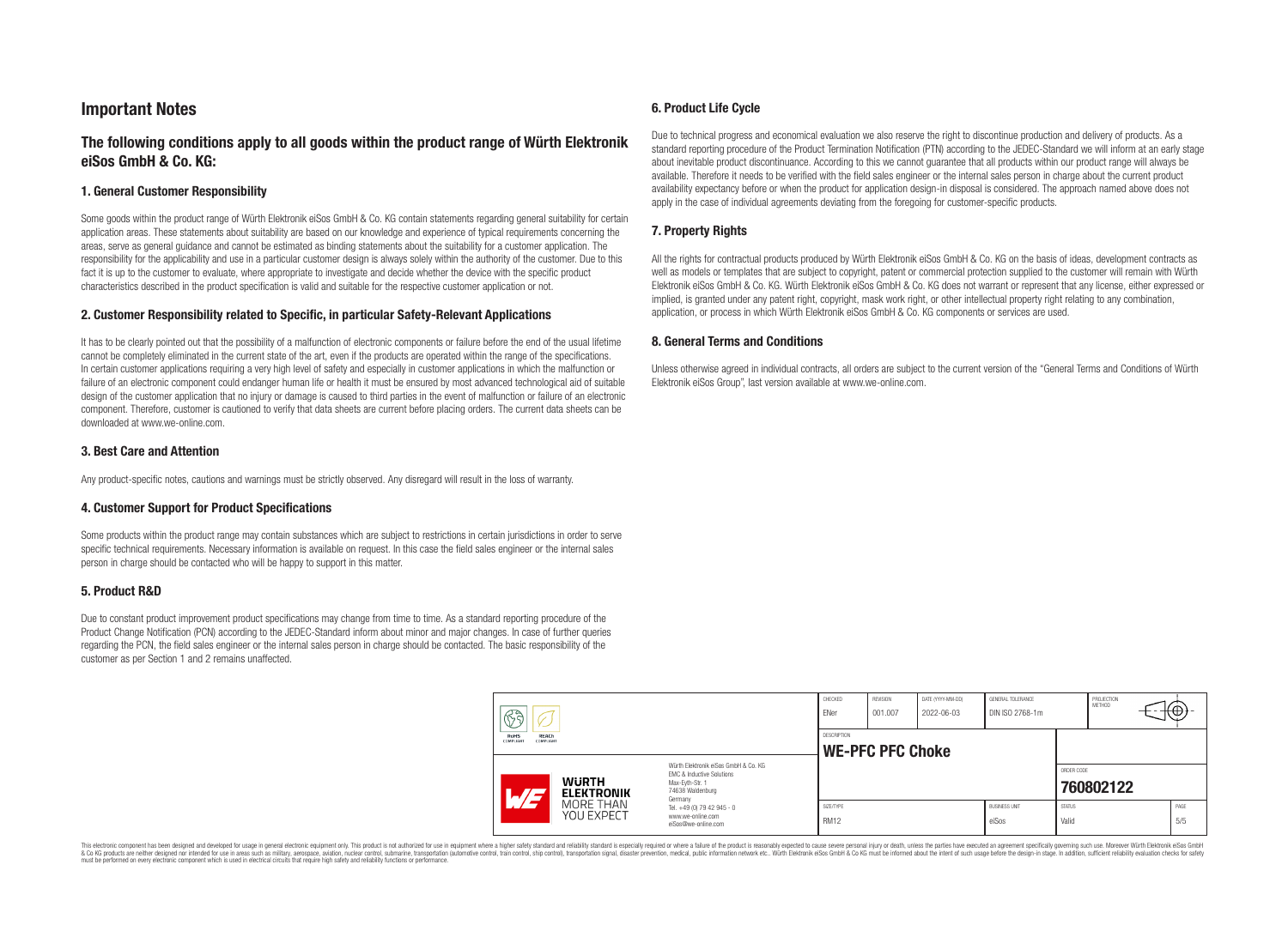## Important Notes

### The following conditions apply to all goods within the product range of Würth Elektronik eiSos GmbH & Co. KG:

#### 1. General Customer Responsibility

Some goods within the product range of Würth Elektronik eiSos GmbH & Co. KG contain statements regarding general suitability for certain application areas. These statements about suitability are based on our knowledge and experience of typical requirements concerning the areas, serve as general guidance and cannot be estimated as binding statements about the suitability for a customer application. The responsibility for the applicability and use in a particular customer design is always solely within the authority of the customer. Due to this fact it is up to the customer to evaluate, where appropriate to investigate and decide whether the device with the specific product characteristics described in the product specification is valid and suitable for the respective customer application or not.

#### 2. Customer Responsibility related to Specific, in particular Safety-Relevant Applications

It has to be clearly pointed out that the possibility of a malfunction of electronic components or failure before the end of the usual lifetime cannot be completely eliminated in the current state of the art, even if the products are operated within the range of the specifications. In certain customer applications requiring a very high level of safety and especially in customer applications in which the malfunction or failure of an electronic component could endanger human life or health it must be ensured by most advanced technological aid of suitable design of the customer application that no injury or damage is caused to third parties in the event of malfunction or failure of an electronic component. Therefore, customer is cautioned to verify that data sheets are current before placing orders. The current data sheets can be downloaded at www.we-online.com.

#### 3. Best Care and Attention

Any product-specific notes, cautions and warnings must be strictly observed. Any disregard will result in the loss of warranty.

#### 4. Customer Support for Product Specifications

Some products within the product range may contain substances which are subject to restrictions in certain jurisdictions in order to serve specific technical requirements. Necessary information is available on request. In this case the field sales engineer or the internal sales person in charge should be contacted who will be happy to support in this matter.

#### 5. Product R&D

Due to constant product improvement product specifications may change from time to time. As a standard reporting procedure of the Product Change Notification (PCN) according to the JEDEC-Standard inform about minor and major changes. In case of further queries regarding the PCN, the field sales engineer or the internal sales person in charge should be contacted. The basic responsibility of the customer as per Section 1 and 2 remains unaffected.

#### 6. Product Life Cycle

Due to technical progress and economical evaluation we also reserve the right to discontinue production and delivery of products. As a standard reporting procedure of the Product Termination Notification (PTN) according to the JEDEC-Standard we will inform at an early stage about inevitable product discontinuance. According to this we cannot guarantee that all products within our product range will always be available. Therefore it needs to be verified with the field sales engineer or the internal sales person in charge about the current product availability expectancy before or when the product for application design-in disposal is considered. The approach named above does not apply in the case of individual agreements deviating from the foregoing for customer-specific products.

#### 7. Property Rights

All the rights for contractual products produced by Würth Elektronik eiSos GmbH & Co. KG on the basis of ideas, development contracts as well as models or templates that are subject to copyright, patent or commercial protection supplied to the customer will remain with Würth Elektronik eiSos GmbH & Co. KG. Würth Elektronik eiSos GmbH & Co. KG does not warrant or represent that any license, either expressed or implied, is granted under any patent right, copyright, mask work right, or other intellectual property right relating to any combination, application, or process in which Würth Elektronik eiSos GmbH & Co. KG components or services are used.

#### 8. General Terms and Conditions

Unless otherwise agreed in individual contracts, all orders are subject to the current version of the "General Terms and Conditions of Würth Elektronik eiSos Group", last version available at www.we-online.com.

| | | | | | | |
|---|---|---|---|---|---|---|
| CHECKED | REVISION | DATE (YYYY-MM-DD) | GENERAL TOLERANCE | PROJECTION METHOD | | |
| ENer | 001.007 | 2022-06-03 | DIN ISO 2768-1m | | | |
| DESCRIPTION | | | | | | |
| **WE-PFC PFC Choke** | | | | ORDER CODE | | |
| | | | | **760802122** | | |
| SIZE/TYPE | | | BUSINESS UNIT | STATUS | | PAGE |
| RM12 | | | eiSos | Valid | | 5/5 |

Würth Elektronik eiSos GmbH & Co. KG
EMC & Inductive Solutions
Max-Eyth-Str. 1
74638 Waldenburg
Germany
Tel. +49 (0) 79 42 945 - 0
www.we-online.com
eiSos@we-online.com

This electronic component has been designed and developed for usage in general electronic equipment only. This product is not authorized for use in equipment where a higher safety standard and reliability standard is especially required or where a failure of the product is reasonably expected to cause severe personal injury or death, unless the parties have executed an agreement specifically governing such use. Moreover Würth Elektronik eiSos GmbH & Co KG products are neither designed nor intended for use in areas such as military, aerospace, aviation, nuclear control, submarine, transportation (automotive control, train control, ship control), transportation signal, disaster prevention, medical, public information network etc.. Würth Elektronik eiSos GmbH & Co KG must be informed about the intent of such usage before the design-in stage. In addition, sufficient reliability evaluation checks for safety must be performed on every electronic component which is used in electrical circuits that require high safety and reliability functions or performance.